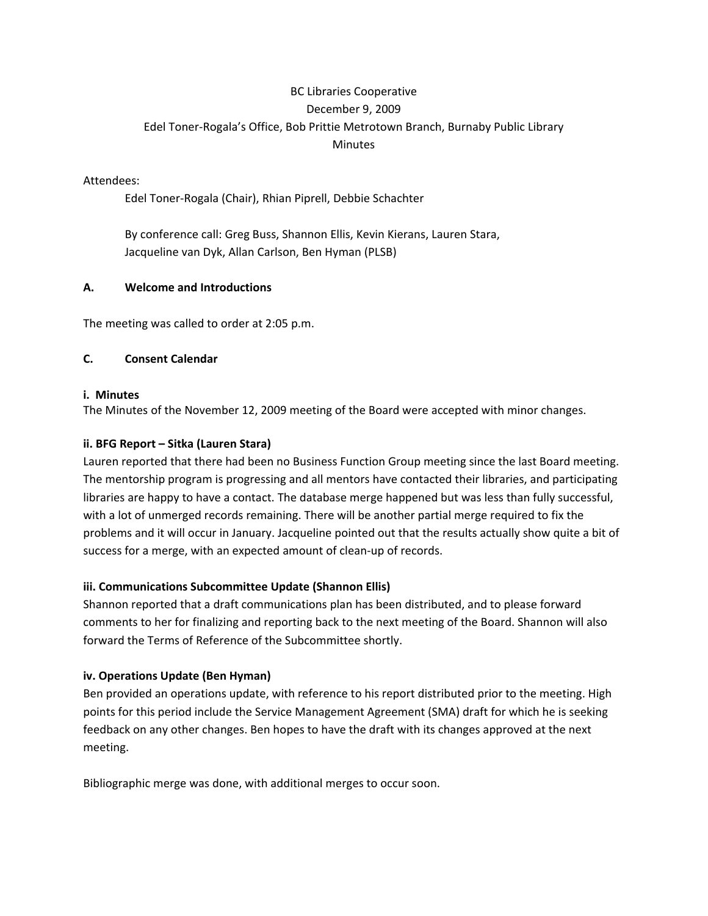BC Libraries Cooperative
December 9, 2009
Edel Toner-Rogala's Office, Bob Prittie Metrotown Branch, Burnaby Public Library
Minutes

Attendees:

Edel Toner-Rogala (Chair), Rhian Piprell, Debbie Schachter

By conference call: Greg Buss, Shannon Ellis, Kevin Kierans, Lauren Stara, Jacqueline van Dyk, Allan Carlson, Ben Hyman (PLSB)

## A. Welcome and Introductions

The meeting was called to order at 2:05 p.m.

## C. Consent Calendar

### i. Minutes

The Minutes of the November 12, 2009 meeting of the Board were accepted with minor changes.

### ii. BFG Report – Sitka (Lauren Stara)

Lauren reported that there had been no Business Function Group meeting since the last Board meeting. The mentorship program is progressing and all mentors have contacted their libraries, and participating libraries are happy to have a contact. The database merge happened but was less than fully successful, with a lot of unmerged records remaining. There will be another partial merge required to fix the problems and it will occur in January. Jacqueline pointed out that the results actually show quite a bit of success for a merge, with an expected amount of clean-up of records.

### iii. Communications Subcommittee Update (Shannon Ellis)

Shannon reported that a draft communications plan has been distributed, and to please forward comments to her for finalizing and reporting back to the next meeting of the Board. Shannon will also forward the Terms of Reference of the Subcommittee shortly.

### iv. Operations Update (Ben Hyman)

Ben provided an operations update, with reference to his report distributed prior to the meeting. High points for this period include the Service Management Agreement (SMA) draft for which he is seeking feedback on any other changes. Ben hopes to have the draft with its changes approved at the next meeting.

Bibliographic merge was done, with additional merges to occur soon.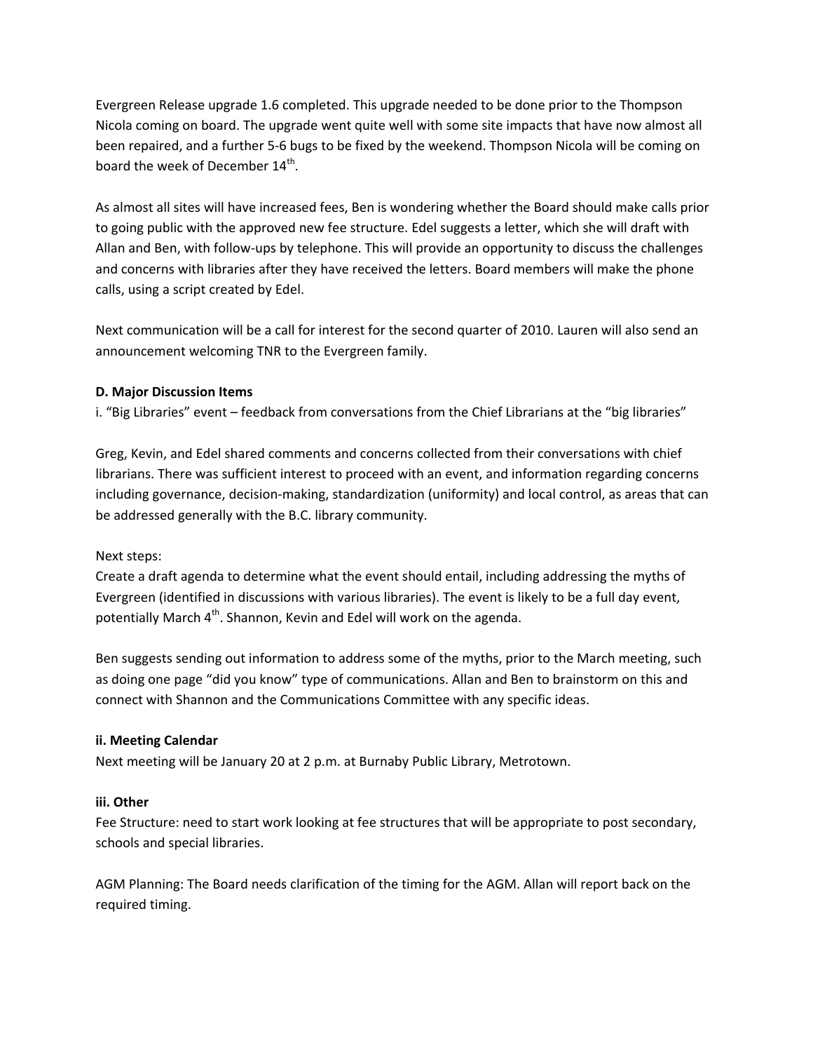Evergreen Release upgrade 1.6 completed. This upgrade needed to be done prior to the Thompson Nicola coming on board. The upgrade went quite well with some site impacts that have now almost all been repaired, and a further 5-6 bugs to be fixed by the weekend. Thompson Nicola will be coming on board the week of December 14th.

As almost all sites will have increased fees, Ben is wondering whether the Board should make calls prior to going public with the approved new fee structure. Edel suggests a letter, which she will draft with Allan and Ben, with follow-ups by telephone. This will provide an opportunity to discuss the challenges and concerns with libraries after they have received the letters. Board members will make the phone calls, using a script created by Edel.

Next communication will be a call for interest for the second quarter of 2010. Lauren will also send an announcement welcoming TNR to the Evergreen family.

**D. Major Discussion Items**

i. "Big Libraries" event – feedback from conversations from the Chief Librarians at the "big libraries"

Greg, Kevin, and Edel shared comments and concerns collected from their conversations with chief librarians. There was sufficient interest to proceed with an event, and information regarding concerns including governance, decision-making, standardization (uniformity) and local control, as areas that can be addressed generally with the B.C. library community.

Next steps:

Create a draft agenda to determine what the event should entail, including addressing the myths of Evergreen (identified in discussions with various libraries). The event is likely to be a full day event, potentially March 4th. Shannon, Kevin and Edel will work on the agenda.

Ben suggests sending out information to address some of the myths, prior to the March meeting, such as doing one page "did you know" type of communications. Allan and Ben to brainstorm on this and connect with Shannon and the Communications Committee with any specific ideas.

**ii. Meeting Calendar**

Next meeting will be January 20 at 2 p.m. at Burnaby Public Library, Metrotown.

**iii. Other**

Fee Structure: need to start work looking at fee structures that will be appropriate to post secondary, schools and special libraries.

AGM Planning: The Board needs clarification of the timing for the AGM. Allan will report back on the required timing.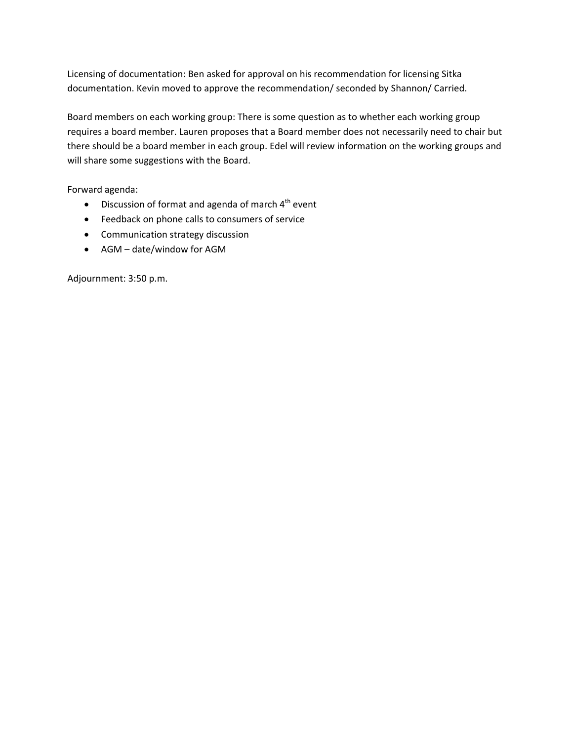Licensing of documentation: Ben asked for approval on his recommendation for licensing Sitka documentation. Kevin moved to approve the recommendation/ seconded by Shannon/ Carried.

Board members on each working group: There is some question as to whether each working group requires a board member. Lauren proposes that a Board member does not necessarily need to chair but there should be a board member in each group. Edel will review information on the working groups and will share some suggestions with the Board.

Forward agenda:

- Discussion of format and agenda of march 4th event
- Feedback on phone calls to consumers of service
- Communication strategy discussion
- AGM – date/window for AGM

Adjournment: 3:50 p.m.